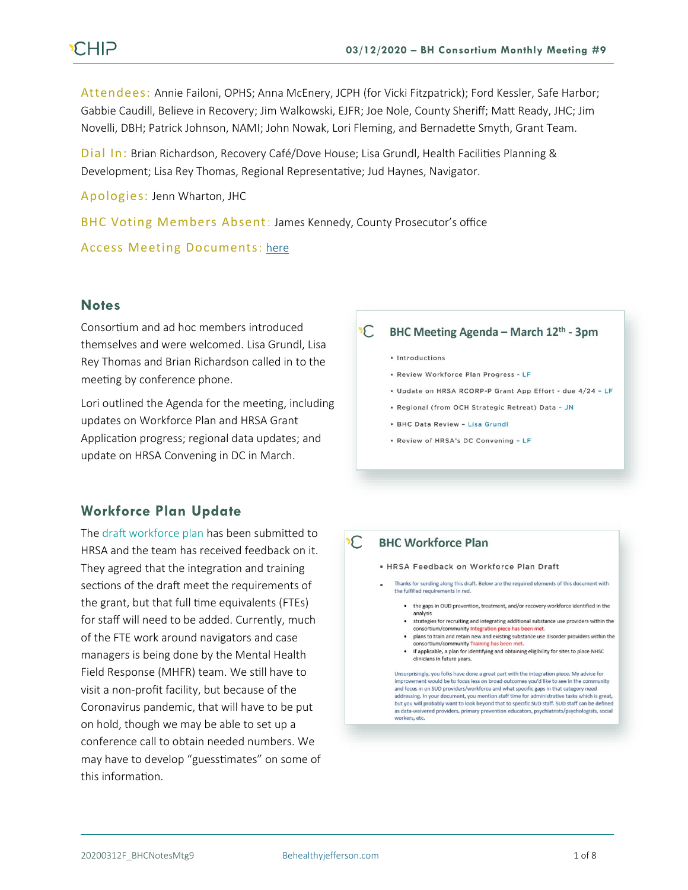**Attendees:** Annie Failoni, OPHS; Anna McEnery, JCPH (for Vicki Fitzpatrick); Ford Kessler, Safe Harbor; Gabbie Caudill, Believe in Recovery; Jim Walkowski, EJFR; Joe Nole, County Sheriff; Matt Ready, JHC; Jim Novelli, DBH; Patrick Johnson, NAMI; John Nowak, Lori Fleming, and Bernadette Smyth, Grant Team.

**Dial In:** Brian Richardson, Recovery Café/Dove House; Lisa Grundl, Health Facilities Planning & Development; Lisa Rey Thomas, Regional Representative; Jud Haynes, Navigator.

**Apologies:** Jenn Wharton, JHC

**BHC Voting Members Absent:** James Kennedy, County Prosecutor's office

**Access Meeting Documents:** here

## Notes

Consortium and ad hoc members introduced themselves and were welcomed. Lisa Grundl, Lisa Rey Thomas and Brian Richardson called in to the meeting by conference phone.

Lori outlined the Agenda for the meeting, including updates on Workforce Plan and HRSA Grant Application progress; regional data updates; and update on HRSA Convening in DC in March.

**BHC Meeting Agenda – March 12th - 3pm**

- Introductions
- Review Workforce Plan Progress - LF
- Update on HRSA RCORP-P Grant App Effort - due 4/24 - LF
- Regional (from OCH Strategic Retreat) Data - JN
- BHC Data Review - Lisa Grundl
- Review of HRSA's DC Convening - LF

## Workforce Plan Update

The draft workforce plan has been submitted to HRSA and the team has received feedback on it. They agreed that the integration and training sections of the draft meet the requirements of the grant, but that full time equivalents (FTEs) for staff will need to be added. Currently, much of the FTE work around navigators and case managers is being done by the Mental Health Field Response (MHFR) team. We still have to visit a non-profit facility, but because of the Coronavirus pandemic, that will have to be put on hold, though we may be able to set up a conference call to obtain needed numbers. We may have to develop "guesstimates" on some of this information.

**BHC Workforce Plan**

- HRSA Feedback on Workforce Plan Draft
  - Thanks for sending along this draft. Below are the required elements of this document with the fulfilled requirements in red.
    - the gaps in OUD prevention, treatment, and/or recovery workforce identified in the analysis
    - strategies for recruiting and integrating additional substance use providers within the consortium/community Integration piece has been met.
    - plans to train and retain new and existing substance use disorder providers within the consortium/community Training has been met.
    - if applicable, a plan for identifying and obtaining eligibility for sites to place NHSC clinicians in future years.

    Unsurprisingly, you folks have done a great part with the integration piece. My advice for improvement would be to focus less on broad outcomes you'd like to see in the community and focus in on SUD providers/workforce and what specific gaps in that category need addressing. In your document, you mention staff time for administrative tasks which is great, but you will probably want to look beyond that to specific SUD staff. SUD staff can be defined as data-waivered providers, primary prevention educators, psychiatrists/psychologists, social workers, etc.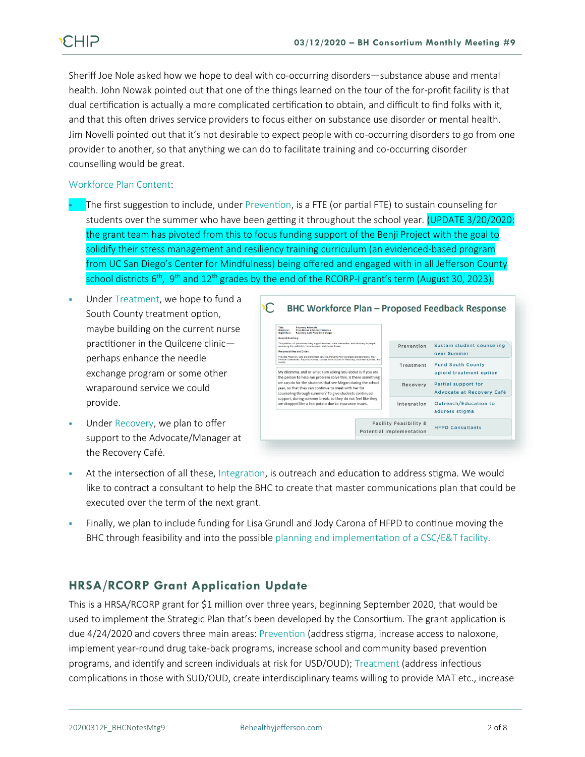Sheriff Joe Nole asked how we hope to deal with co-occurring disorders—substance abuse and mental health. John Nowak pointed out that one of the things learned on the tour of the for-profit facility is that dual certification is actually a more complicated certification to obtain, and difficult to find folks with it, and that this often drives service providers to focus either on substance use disorder or mental health. Jim Novelli pointed out that it's not desirable to expect people with co-occurring disorders to go from one provider to another, so that anything we can do to facilitate training and co-occurring disorder counselling would be great.

Workforce Plan Content:

- The first suggestion to include, under Prevention, is a FTE (or partial FTE) to sustain counseling for students over the summer who have been getting it throughout the school year. (UPDATE 3/20/2020: the grant team has pivoted from this to focus funding support of the Benji Project with the goal to solidify their stress management and resiliency training curriculum (an evidenced-based program from UC San Diego's Center for Mindfulness) being offered and engaged with in all Jefferson County school districts 6th, 9th and 12th grades by the end of the RCORP-I grant's term (August 30, 2023).
- Under Treatment, we hope to fund a South County treatment option, maybe building on the current nurse practitioner in the Quilcene clinic—perhaps enhance the needle exchange program or some other wraparound service we could provide.
- Under Recovery, we plan to offer support to the Advocate/Manager at the Recovery Café.

**BHC Workforce Plan – Proposed Feedback Response**

| | |
|---|---|
| Prevention | Sustain student counseling over Summer |
| Treatment | Fund South County opioid treatment option |
| Recovery | Partial support for Advocate at Recovery Café |
| Integration | Outreach/Education to address stigma |
| Facility Feasibility & Potential Implementation | HFPD Consultants |

- At the intersection of all these, Integration, is outreach and education to address stigma. We would like to contract a consultant to help the BHC to create that master communications plan that could be executed over the term of the next grant.
- Finally, we plan to include funding for Lisa Grundl and Jody Carona of HFPD to continue moving the BHC through feasibility and into the possible planning and implementation of a CSC/E&T facility.

## HRSA/RCORP Grant Application Update

This is a HRSA/RCORP grant for $1 million over three years, beginning September 2020, that would be used to implement the Strategic Plan that's been developed by the Consortium. The grant application is due 4/24/2020 and covers three main areas: Prevention (address stigma, increase access to naloxone, implement year-round drug take-back programs, increase school and community based prevention programs, and identify and screen individuals at risk for USD/OUD); Treatment (address infectious complications in those with SUD/OUD, create interdisciplinary teams willing to provide MAT etc., increase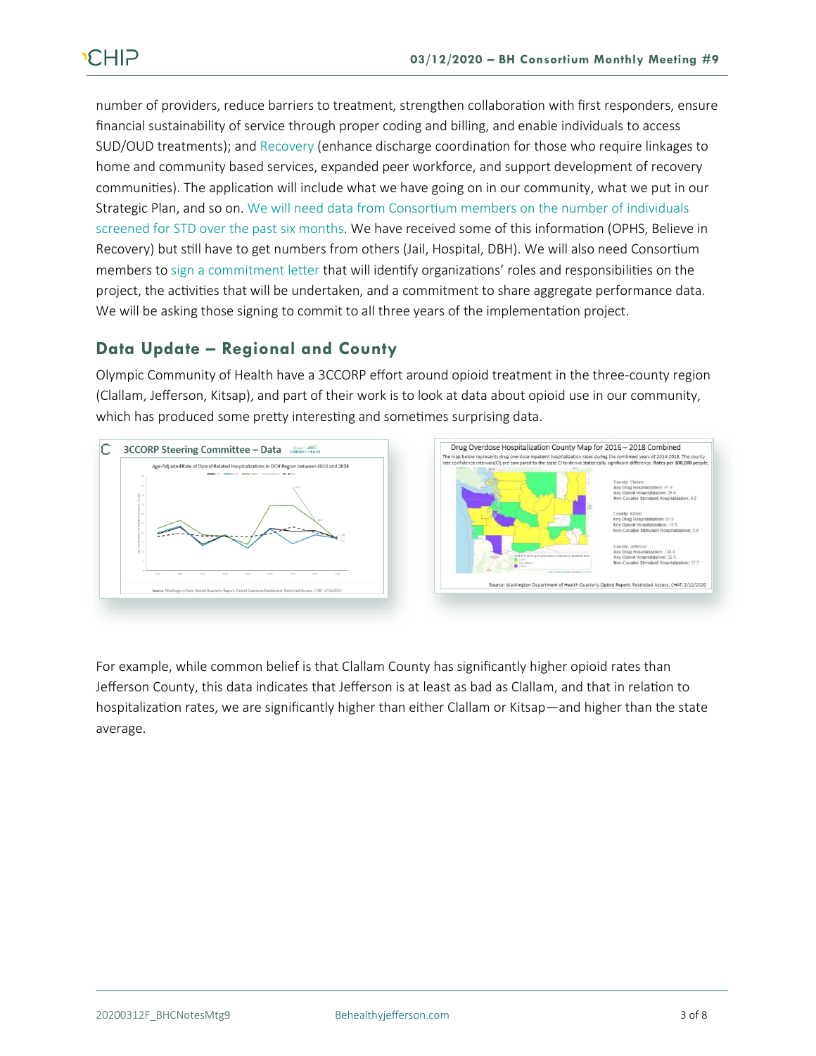number of providers, reduce barriers to treatment, strengthen collaboration with first responders, ensure financial sustainability of service through proper coding and billing, and enable individuals to access SUD/OUD treatments); and Recovery (enhance discharge coordination for those who require linkages to home and community based services, expanded peer workforce, and support development of recovery communities). The application will include what we have going on in our community, what we put in our Strategic Plan, and so on. We will need data from Consortium members on the number of individuals screened for STD over the past six months. We have received some of this information (OPHS, Believe in Recovery) but still have to get numbers from others (Jail, Hospital, DBH). We will also need Consortium members to sign a commitment letter that will identify organizations' roles and responsibilities on the project, the activities that will be undertaken, and a commitment to share aggregate performance data. We will be asking those signing to commit to all three years of the implementation project.

## Data Update – Regional and County

Olympic Community of Health have a 3CCORP effort around opioid treatment in the three-county region (Clallam, Jefferson, Kitsap), and part of their work is to look at data about opioid use in our community, which has produced some pretty interesting and sometimes surprising data.

For example, while common belief is that Clallam County has significantly higher opioid rates than Jefferson County, this data indicates that Jefferson is at least as bad as Clallam, and that in relation to hospitalization rates, we are significantly higher than either Clallam or Kitsap—and higher than the state average.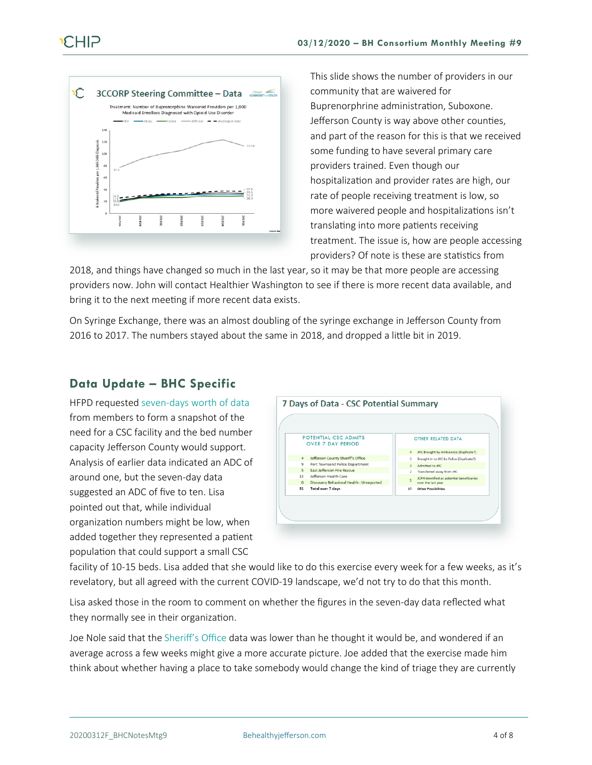This slide shows the number of providers in our community that are waivered for Buprenorphine administration, Suboxone. Jefferson County is way above other counties, and part of the reason for this is that we received some funding to have several primary care providers trained. Even though our hospitalization and provider rates are high, our rate of people receiving treatment is low, so more waivered people and hospitalizations isn't translating into more patients receiving treatment. The issue is, how are people accessing providers? Of note is these are statistics from 2018, and things have changed so much in the last year, so it may be that more people are accessing providers now. John will contact Healthier Washington to see if there is more recent data available, and bring it to the next meeting if more recent data exists.

On Syringe Exchange, there was an almost doubling of the syringe exchange in Jefferson County from 2016 to 2017. The numbers stayed about the same in 2018, and dropped a little bit in 2019.

## Data Update – BHC Specific

HFPD requested seven-days worth of data from members to form a snapshot of the need for a CSC facility and the bed number capacity Jefferson County would support. Analysis of earlier data indicated an ADC of around one, but the seven-day data suggested an ADC of five to ten. Lisa pointed out that, while individual organization numbers might be low, when added together they represented a patient population that could support a small CSC facility of 10-15 beds. Lisa added that she would like to do this exercise every week for a few weeks, as it's revelatory, but all agreed with the current COVID-19 landscape, we'd not try to do that this month.

Lisa asked those in the room to comment on whether the figures in the seven-day data reflected what they normally see in their organization.

Joe Nole said that the Sheriff's Office data was lower than he thought it would be, and wondered if an average across a few weeks might give a more accurate picture. Joe added that the exercise made him think about whether having a place to take somebody would change the kind of triage they are currently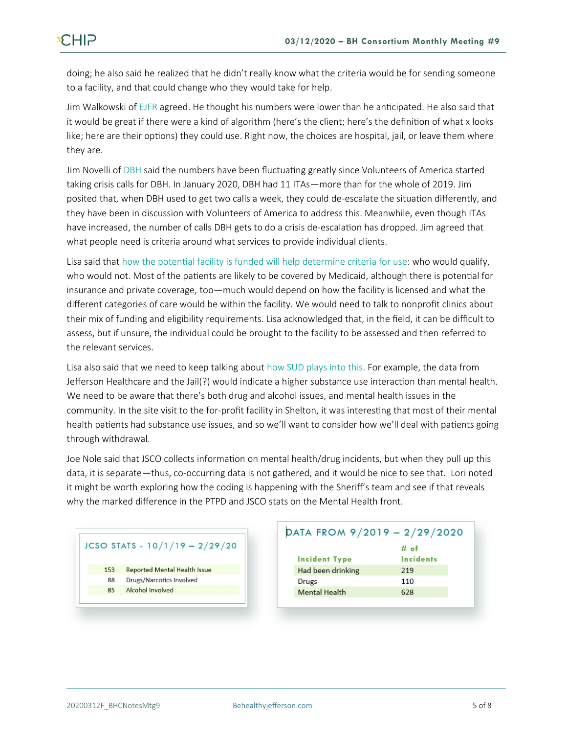doing; he also said he realized that he didn't really know what the criteria would be for sending someone to a facility, and that could change who they would take for help.

Jim Walkowski of EJFR agreed. He thought his numbers were lower than he anticipated. He also said that it would be great if there were a kind of algorithm (here's the client; here's the definition of what x looks like; here are their options) they could use. Right now, the choices are hospital, jail, or leave them where they are.

Jim Novelli of DBH said the numbers have been fluctuating greatly since Volunteers of America started taking crisis calls for DBH. In January 2020, DBH had 11 ITAs—more than for the whole of 2019. Jim posited that, when DBH used to get two calls a week, they could de-escalate the situation differently, and they have been in discussion with Volunteers of America to address this. Meanwhile, even though ITAs have increased, the number of calls DBH gets to do a crisis de-escalation has dropped. Jim agreed that what people need is criteria around what services to provide individual clients.

Lisa said that how the potential facility is funded will help determine criteria for use: who would qualify, who would not. Most of the patients are likely to be covered by Medicaid, although there is potential for insurance and private coverage, too—much would depend on how the facility is licensed and what the different categories of care would be within the facility. We would need to talk to nonprofit clinics about their mix of funding and eligibility requirements. Lisa acknowledged that, in the field, it can be difficult to assess, but if unsure, the individual could be brought to the facility to be assessed and then referred to the relevant services.

Lisa also said that we need to keep talking about how SUD plays into this. For example, the data from Jefferson Healthcare and the Jail(?) would indicate a higher substance use interaction than mental health. We need to be aware that there's both drug and alcohol issues, and mental health issues in the community. In the site visit to the for-profit facility in Shelton, it was interesting that most of their mental health patients had substance use issues, and so we'll want to consider how we'll deal with patients going through withdrawal.

Joe Nole said that JSCO collects information on mental health/drug incidents, but when they pull up this data, it is separate—thus, co-occurring data is not gathered, and it would be nice to see that. Lori noted it might be worth exploring how the coding is happening with the Sheriff's team and see if that reveals why the marked difference in the PTPD and JSCO stats on the Mental Health front.

**JCSO STATS - 10/1/19 – 2/29/20**

| # | Incident |
|---|---|
| 153 | Reported Mental Health Issue |
| 88 | Drugs/Narcotics Involved |
| 85 | Alcohol Involved |

**DATA FROM 9/2019 – 2/29/2020**

| Incident Type | # of Incidents |
|---|---|
| Had been drinking | 219 |
| Drugs | 110 |
| Mental Health | 628 |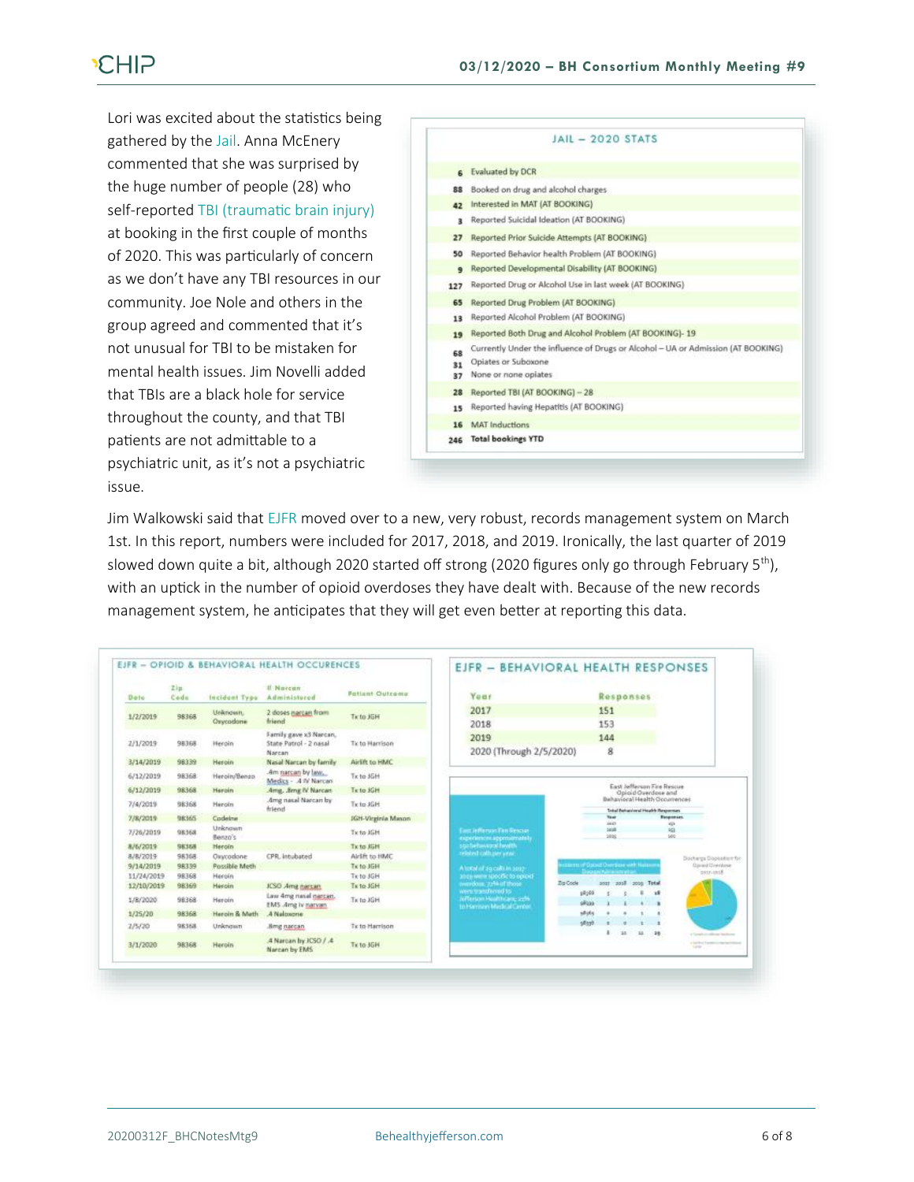Lori was excited about the statistics being gathered by the Jail. Anna McEnery commented that she was surprised by the huge number of people (28) who self-reported TBI (traumatic brain injury) at booking in the first couple of months of 2020. This was particularly of concern as we don't have any TBI resources in our community. Joe Nole and others in the group agreed and commented that it's not unusual for TBI to be mistaken for mental health issues. Jim Novelli added that TBIs are a black hole for service throughout the county, and that TBI patients are not admittable to a psychiatric unit, as it's not a psychiatric issue.

**JAIL – 2020 STATS**

| | |
|---|---|
| 6 | Evaluated by DCR |
| 88 | Booked on drug and alcohol charges |
| 42 | Interested in MAT (AT BOOKING) |
| 3 | Reported Suicidal Ideation (AT BOOKING) |
| 27 | Reported Prior Suicide Attempts (AT BOOKING) |
| 50 | Reported Behavior health Problem (AT BOOKING) |
| 9 | Reported Developmental Disability (AT BOOKING) |
| 127 | Reported Drug or Alcohol Use in last week (AT BOOKING) |
| 65 | Reported Drug Problem (AT BOOKING) |
| 13 | Reported Alcohol Problem (AT BOOKING) |
| 19 | Reported Both Drug and Alcohol Problem (AT BOOKING)- 19 |
| 68 | Currently Under the influence of Drugs or Alcohol – UA or Admission (AT BOOKING) |
| 31 | Opiates or Suboxone |
| 37 | None or none opiates |
| 28 | Reported TBI (AT BOOKING) – 28 |
| 15 | Reported having Hepatitis (AT BOOKING) |
| 16 | MAT Inductions |
| 246 | **Total bookings YTD** |

Jim Walkowski said that EJFR moved over to a new, very robust, records management system on March 1st. In this report, numbers were included for 2017, 2018, and 2019. Ironically, the last quarter of 2019 slowed down quite a bit, although 2020 started off strong (2020 figures only go through February 5th), with an uptick in the number of opioid overdoses they have dealt with. Because of the new records management system, he anticipates that they will get even better at reporting this data.

**EJFR – OPIOID & BEHAVIORAL HEALTH OCCURENCES**

| Date | Zip Code | Incident Type | # Narcan Administered | Patient Outcome |
|---|---|---|---|---|
| 1/2/2019 | 98368 | Unknown, Oxycodone | 2 doses narcan from friend | Tx to JGH |
| 2/1/2019 | 98368 | Heroin | Family gave x3 Narcan, State Patrol - 2 nasal Narcan | Tx to Harrison |
| 3/14/2019 | 98339 | Heroin | Nasal Narcan by family | Airlift to HMC |
| 6/12/2019 | 98368 | Heroin/Benzo | .4m narcan by law, Medics - .4 IV Narcan | Tx to JGH |
| 6/12/2019 | 98368 | Heroin | .4mg, .8mg IV Narcan | Tx to JGH |
| 7/4/2019 | 98368 | Heroin | .4mg nasal Narcan by friend | Tx to JGH |
| 7/8/2019 | 98365 | Codeine | | JGH-Virginia Mason |
| 7/26/2019 | 98368 | Unknown Benzo's | | Tx to JGH |
| 8/6/2019 | 98368 | Heroin | | Tx to JGH |
| 8/8/2019 | 98368 | Oxycodone | CPR, intubated | Airlift to HMC |
| 9/14/2019 | 98339 | Possible Meth | | Tx to JGH |
| 11/24/2019 | 98368 | Heroin | | Tx to JGH |
| 12/10/2019 | 98369 | Heroin | JCSO .4mg narcan | Tx to JGH |
| 1/8/2020 | 98368 | Heroin | Law 4mg nasal narcan, EMS .4mg iv narcan | Tx to JGH |
| 1/25/20 | 98368 | Heroin & Meth | .4 Naloxone | |
| 2/5/20 | 98368 | Unknown | .8mg narcan | Tx to Harrison |
| 3/1/2020 | 98368 | Heroin | .4 Narcan by JCSO / .4 Narcan by EMS | Tx to JGH |

**EJFR – BEHAVIORAL HEALTH RESPONSES**

| Year | Responses |
|---|---|
| 2017 | 151 |
| 2018 | 153 |
| 2019 | 144 |
| 2020 (Through 2/5/2020) | 8 |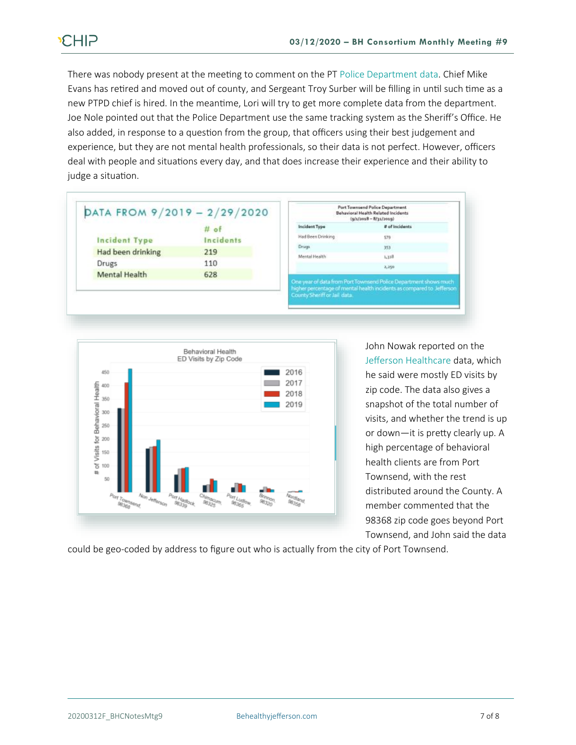There was nobody present at the meeting to comment on the PT Police Department data. Chief Mike Evans has retired and moved out of county, and Sergeant Troy Surber will be filling in until such time as a new PTPD chief is hired. In the meantime, Lori will try to get more complete data from the department. Joe Nole pointed out that the Police Department use the same tracking system as the Sheriff's Office. He also added, in response to a question from the group, that officers using their best judgement and experience, but they are not mental health professionals, so their data is not perfect. However, officers deal with people and situations every day, and that does increase their experience and their ability to judge a situation.

DATA FROM 9/2019 – 2/29/2020

| Incident Type | # of Incidents |
|---|---|
| Had been drinking | 219 |
| Drugs | 110 |
| Mental Health | 628 |

Port Townsend Police Department
Behavioral Health Related Incidents
(9/1/2018 – 8/31/2019)

| Incident Type | # of Incidents |
|---|---|
| Had Been Drinking | 579 |
| Drugs | 353 |
| Mental Health | 1,318 |
| | 2,250 |

One year of data from Port Townsend Police Department shows much higher percentage of mental health incidents as compared to Jefferson County Sheriff or Jail data.

John Nowak reported on the Jefferson Healthcare data, which he said were mostly ED visits by zip code. The data also gives a snapshot of the total number of visits, and whether the trend is up or down—it is pretty clearly up. A high percentage of behavioral health clients are from Port Townsend, with the rest distributed around the County. A member commented that the 98368 zip code goes beyond Port Townsend, and John said the data could be geo-coded by address to figure out who is actually from the city of Port Townsend.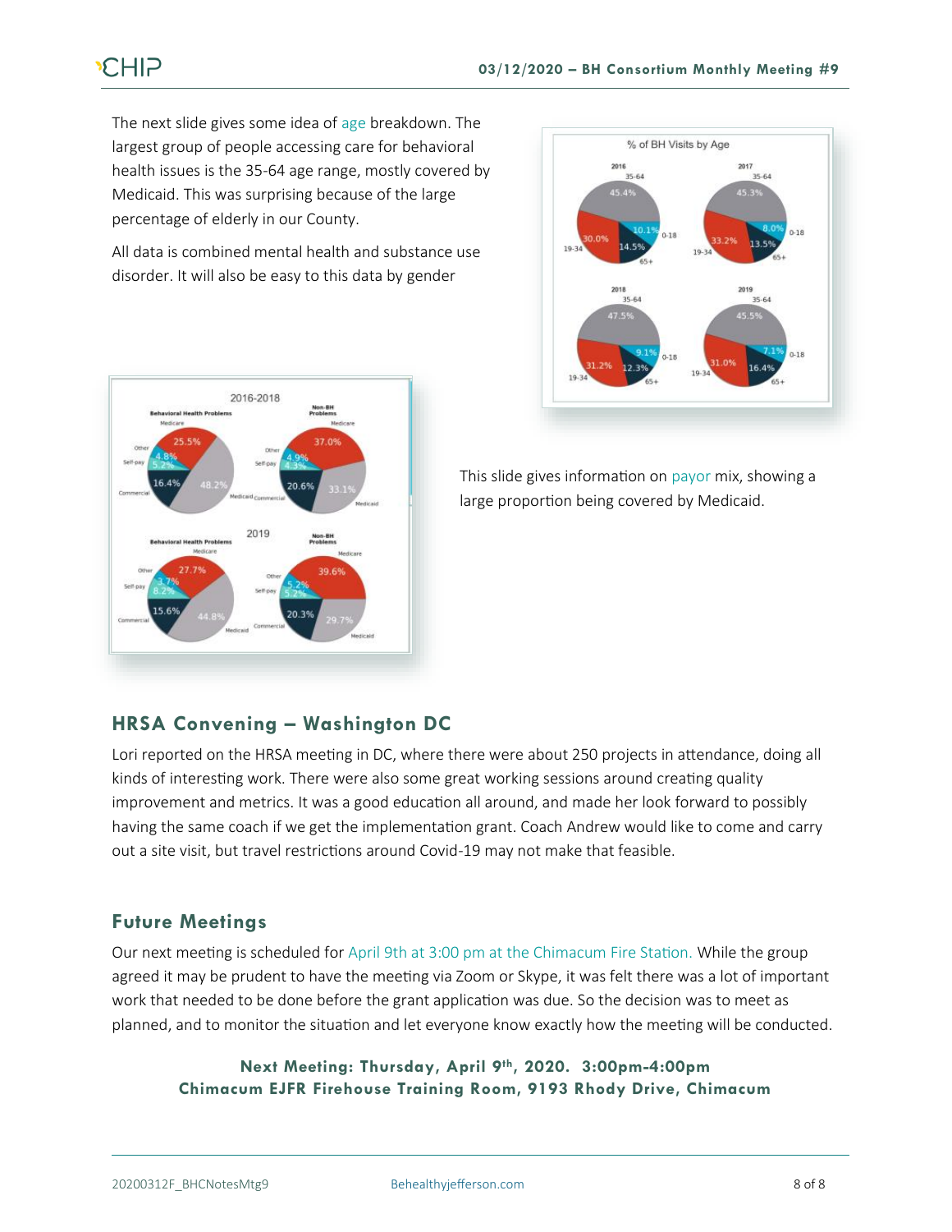The next slide gives some idea of age breakdown. The largest group of people accessing care for behavioral health issues is the 35-64 age range, mostly covered by Medicaid. This was surprising because of the large percentage of elderly in our County.

All data is combined mental health and substance use disorder. It will also be easy to this data by gender

% of BH Visits by Age

2016
35-64 45.4%
19-34 30.0%
0-18 10.1%
65+ 14.5%

2017
35-64 45.3%
19-34 33.2%
0-18 8.0%
65+ 13.5%

2018
35-64 47.5%
19-34 31.2%
0-18 9.1%
65+ 12.3%

2019
35-64 45.5%
19-34 31.0%
0-18 7.1%
65+ 16.4%

2016-2018

Behavioral Health Problems
Medicare 25.5%
Other 4.8%
Self-pay 5.2%
Commercial 16.4%
Medicaid 48.2%

Non-BH Problems
Medicare 37.0%
Other 4.9%
Self-pay 4.3%
Commercial 20.6%
Medicaid 33.1%

2019

Behavioral Health Problems
Medicare 27.7%
Other 3.7%
Self-pay 8.2%
Commercial 15.6%
Medicaid 44.8%

Non-BH Problems
Medicare 39.6%
Other 5.2%
Self-pay 5.2%
Commercial 20.3%
Medicaid 29.7%

This slide gives information on payor mix, showing a large proportion being covered by Medicaid.

## HRSA Convening – Washington DC

Lori reported on the HRSA meeting in DC, where there were about 250 projects in attendance, doing all kinds of interesting work. There were also some great working sessions around creating quality improvement and metrics. It was a good education all around, and made her look forward to possibly having the same coach if we get the implementation grant. Coach Andrew would like to come and carry out a site visit, but travel restrictions around Covid-19 may not make that feasible.

## Future Meetings

Our next meeting is scheduled for April 9th at 3:00 pm at the Chimacum Fire Station. While the group agreed it may be prudent to have the meeting via Zoom or Skype, it was felt there was a lot of important work that needed to be done before the grant application was due. So the decision was to meet as planned, and to monitor the situation and let everyone know exactly how the meeting will be conducted.

**Next Meeting: Thursday, April 9th, 2020. 3:00pm-4:00pm**
**Chimacum EJFR Firehouse Training Room, 9193 Rhody Drive, Chimacum**